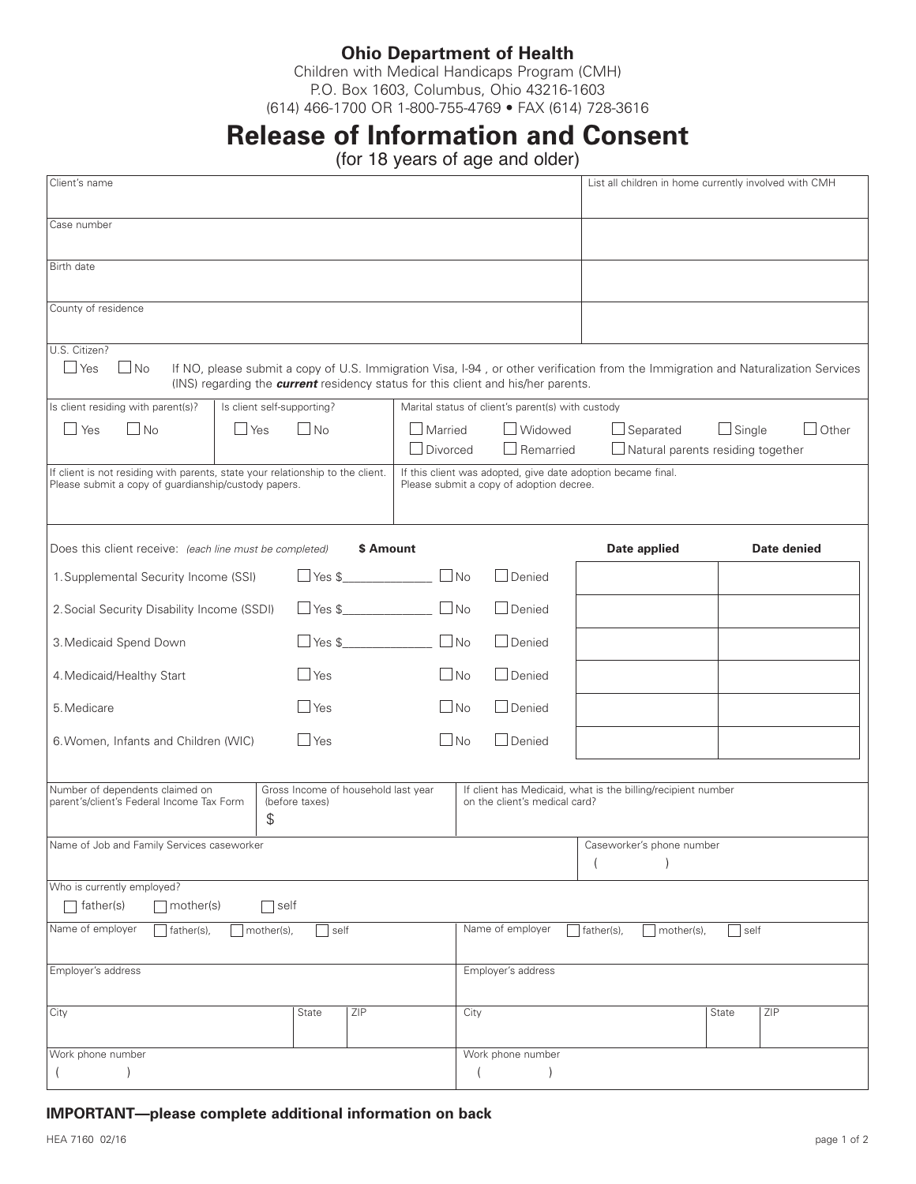**Ohio Department of Health**

Children with Medical Handicaps Program (CMH)
P.O. Box 1603, Columbus, Ohio 43216-1603
(614) 466-1700 OR 1-800-755-4769 • FAX (614) 728-3616

# Release of Information and Consent

(for 18 years of age and older)

| Client's name | List all children in home currently involved with CMH |
|---|---|
| Case number | |
| Birth date | |
| County of residence | |

U.S. Citizen?
☐ Yes ☐ No If NO, please submit a copy of U.S. Immigration Visa, I-94 , or other verification from the Immigration and Naturalization Services (INS) regarding the ***current*** residency status for this client and his/her parents.

| Is client residing with parent(s)? | Is client self-supporting? | Marital status of client's parent(s) with custody |
|---|---|---|
| ☐ Yes ☐ No | ☐ Yes ☐ No | ☐ Married ☐ Widowed ☐ Separated ☐ Single ☐ Other ☐ Divorced ☐ Remarried ☐ Natural parents residing together |

| If client is not residing with parents, state your relationship to the client. Please submit a copy of guardianship/custody papers. | If this client was adopted, give date adoption became final. Please submit a copy of adoption decree. |
|---|---|
| | |

| Does this client receive: *(each line must be completed)* | $ Amount | | | Date applied | Date denied |
|---|---|---|---|---|---|
| 1. Supplemental Security Income (SSI) | ☐ Yes $______________ | ☐ No | ☐ Denied | | |
| 2. Social Security Disability Income (SSDI) | ☐ Yes $______________ | ☐ No | ☐ Denied | | |
| 3. Medicaid Spend Down | ☐ Yes $______________ | ☐ No | ☐ Denied | | |
| 4. Medicaid/Healthy Start | ☐ Yes | ☐ No | ☐ Denied | | |
| 5. Medicare | ☐ Yes | ☐ No | ☐ Denied | | |
| 6. Women, Infants and Children (WIC) | ☐ Yes | ☐ No | ☐ Denied | | |

| Number of dependents claimed on parent's/client's Federal Income Tax Form | Gross Income of household last year (before taxes) | If client has Medicaid, what is the billing/recipient number on the client's medical card? |
|---|---|---|
| | $ | |

| Name of Job and Family Services caseworker | Caseworker's phone number |
|---|---|
| | (   ) |

Who is currently employed?
☐ father(s) ☐ mother(s) ☐ self

| Name of employer ☐ father(s), ☐ mother(s), ☐ self | | | Name of employer ☐ father(s), ☐ mother(s), ☐ self | | |
|---|---|---|---|---|---|
| Employer's address | | | Employer's address | | |
| City | State | ZIP | City | State | ZIP |
| Work phone number ( ) | | | Work phone number ( ) | | |

**IMPORTANT—please complete additional information on back**

HEA 7160 02/16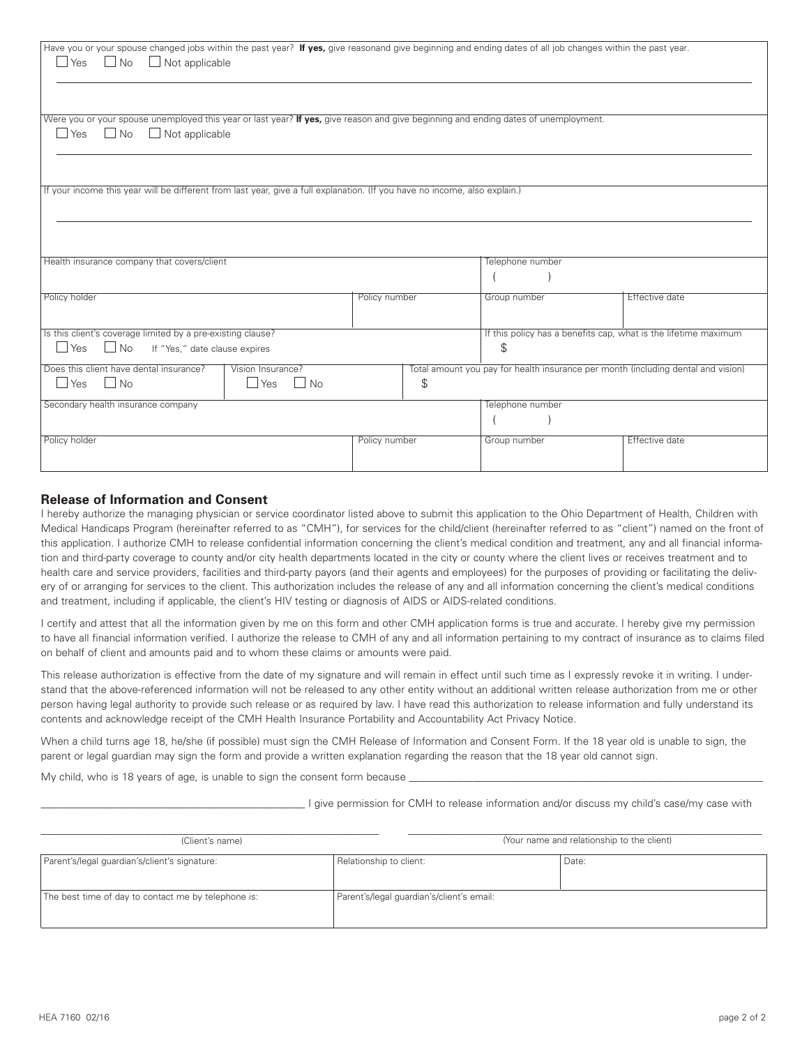Have you or your spouse changed jobs within the past year? **If yes,** give reasonand give beginning and ending dates of all job changes within the past year.

☐ Yes ☐ No ☐ Not applicable

Were you or your spouse unemployed this year or last year? **If yes,** give reason and give beginning and ending dates of unemployment.

☐ Yes ☐ No ☐ Not applicable

If your income this year will be different from last year, give a full explanation. (If you have no income, also explain.)

| | | | |
|---|---|---|---|
| Health insurance company that covers/client | | Telephone number ( ) | |
| Policy holder | Policy number | Group number | Effective date |
| Is this client's coverage limited by a pre-existing clause? ☐ Yes ☐ No If "Yes," date clause expires | | If this policy has a benefits cap, what is the lifetime maximum $ | |
| Does this client have dental insurance? ☐ Yes ☐ No | Vision Insurance? ☐ Yes ☐ No | Total amount you pay for health insurance per month (including dental and vision) $ | |
| Secondary health insurance company | | Telephone number ( ) | |
| Policy holder | Policy number | Group number | Effective date |

## Release of Information and Consent

I hereby authorize the managing physician or service coordinator listed above to submit this application to the Ohio Department of Health, Children with Medical Handicaps Program (hereinafter referred to as "CMH"), for services for the child/client (hereinafter referred to as "client") named on the front of this application. I authorize CMH to release confidential information concerning the client's medical condition and treatment, any and all financial information and third-party coverage to county and/or city health departments located in the city or county where the client lives or receives treatment and to health care and service providers, facilities and third-party payors (and their agents and employees) for the purposes of providing or facilitating the delivery of or arranging for services to the client. This authorization includes the release of any and all information concerning the client's medical conditions and treatment, including if applicable, the client's HIV testing or diagnosis of AIDS or AIDS-related conditions.

I certify and attest that all the information given by me on this form and other CMH application forms is true and accurate. I hereby give my permission to have all financial information verified. I authorize the release to CMH of any and all information pertaining to my contract of insurance as to claims filed on behalf of client and amounts paid and to whom these claims or amounts were paid.

This release authorization is effective from the date of my signature and will remain in effect until such time as I expressly revoke it in writing. I understand that the above-referenced information will not be released to any other entity without an additional written release authorization from me or other person having legal authority to provide such release or as required by law. I have read this authorization to release information and fully understand its contents and acknowledge receipt of the CMH Health Insurance Portability and Accountability Act Privacy Notice.

When a child turns age 18, he/she (if possible) must sign the CMH Release of Information and Consent Form. If the 18 year old is unable to sign, the parent or legal guardian may sign the form and provide a written explanation regarding the reason that the 18 year old cannot sign.

My child, who is 18 years of age, is unable to sign the consent form because ______________________________

______________________________ I give permission for CMH to release information and/or discuss my child's case/my case with

______________________________ (Client's name) ______________________________ (Your name and relationship to the client)

| | | |
|---|---|---|
| Parent's/legal guardian's/client's signature: | Relationship to client: | Date: |
| The best time of day to contact me by telephone is: | Parent's/legal guardian's/client's email: | |

HEA 7160 02/16